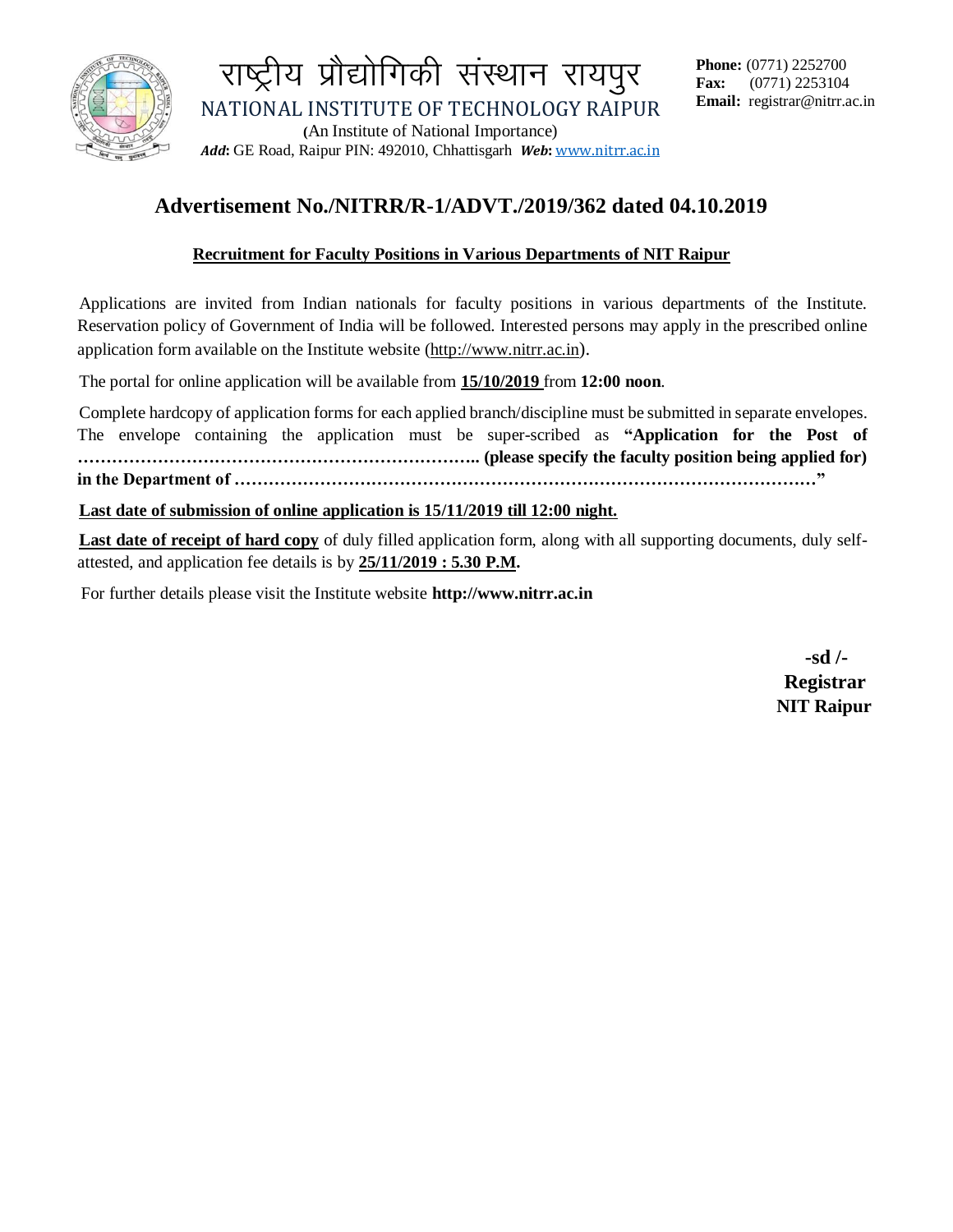# राष्ट्रीय प्रौद्योगिकी संस्थान रायपुर

NATIONAL INSTITUTE OF TECHNOLOGY RAIPUR

(An Institute of National Importance)

***Add*:** GE Road, Raipur PIN: 492010, Chhattisgarh ***Web*:** www.nitrr.ac.in

**Phone:** (0771) 2252700
**Fax:** (0771) 2253104
**Email:** registrar@nitrr.ac.in

## Advertisement No./NITRR/R-1/ADVT./2019/362 dated 04.10.2019

**Recruitment for Faculty Positions in Various Departments of NIT Raipur**

Applications are invited from Indian nationals for faculty positions in various departments of the Institute. Reservation policy of Government of India will be followed. Interested persons may apply in the prescribed online application form available on the Institute website (http://www.nitrr.ac.in).

The portal for online application will be available from **15/10/2019** from **12:00 noon**.

Complete hardcopy of application forms for each applied branch/discipline must be submitted in separate envelopes. The envelope containing the application must be super-scribed as **"Application for the Post of ………………………………………………………….. (please specify the faculty position being applied for) in the Department of ……………………………………………………………………………………….."**

**Last date of submission of online application is 15/11/2019 till 12:00 night.**

**Last date of receipt of hard copy** of duly filled application form, along with all supporting documents, duly self-attested, and application fee details is by **25/11/2019 : 5.30 P.M.**

For further details please visit the Institute website **http://www.nitrr.ac.in**

**-sd /-**
**Registrar**
**NIT Raipur**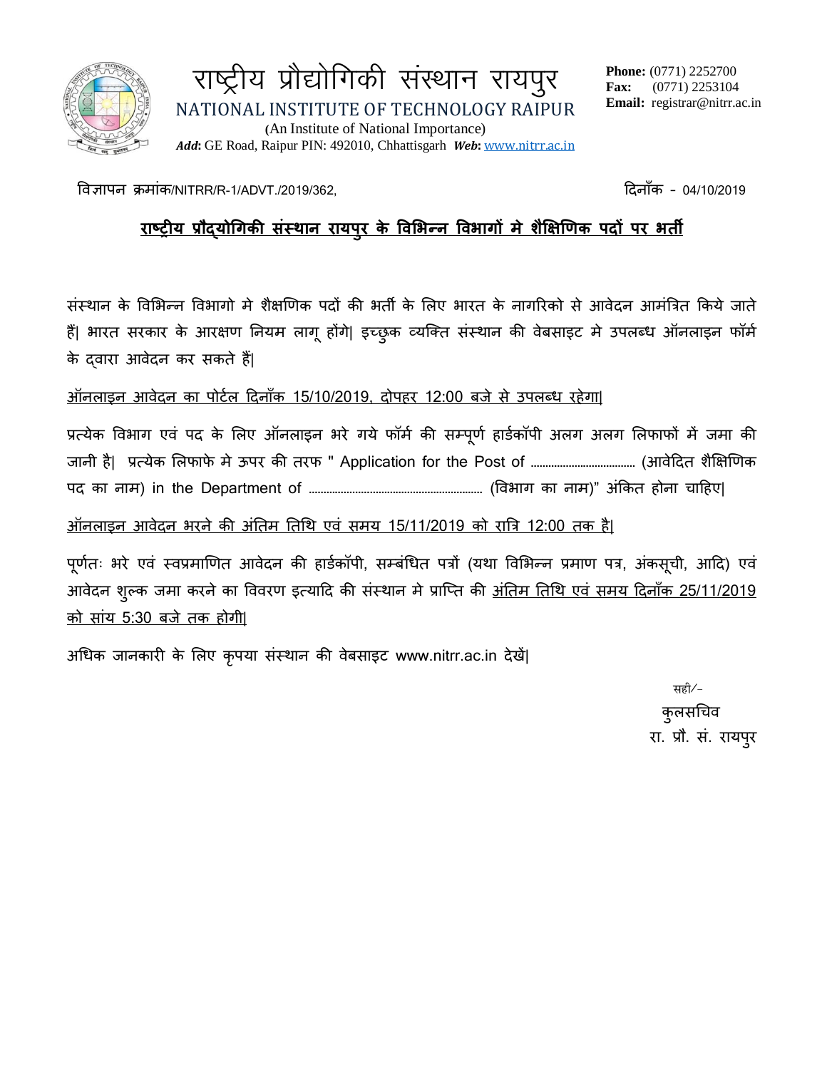# राष्ट्रीय प्रौद्योगिकी संस्थान रायपुर
## NATIONAL INSTITUTE OF TECHNOLOGY RAIPUR

(An Institute of National Importance)

***Add*:** GE Road, Raipur PIN: 492010, Chhattisgarh ***Web*:** www.nitrr.ac.in

**Phone:** (0771) 2252700
**Fax:** (0771) 2253104
**Email:** registrar@nitrr.ac.in

विज्ञापन क्रमांक/NITRR/R-1/ADVT./2019/362, दिनाँक - 04/10/2019

### राष्ट्रीय प्रौद्योगिकी संस्थान रायपुर के विभिन्न विभागों मे शैक्षिणिक पदों पर भर्ती

संस्थान के विभिन्न विभागो मे शैक्षणिक पदों की भर्ती के लिए भारत के नागरिको से आवेदन आमंत्रित किये जाते हैं| भारत सरकार के आरक्षण नियम लागू होंगे| इच्छुक व्यक्ति संस्थान की वेबसाइट मे उपलब्ध ऑनलाइन फॉर्म के द्वारा आवेदन कर सकते हैं|

ऑनलाइन आवेदन का पोर्टल दिनाँक 15/10/2019, दोपहर 12:00 बजे से उपलब्ध रहेगा|

प्रत्येक विभाग एवं पद के लिए ऑनलाइन भरे गये फॉर्म की सम्पूर्ण हार्डकॉपी अलग अलग लिफाफों में जमा की जानी है| प्रत्येक लिफाफे मे ऊपर की तरफ " Application for the Post of .................................. (आवेदित शैक्षिणिक पद का नाम) in the Department of .......................................................... (विभाग का नाम)" अंकित होना चाहिए|

ऑनलाइन आवेदन भरने की अंतिम तिथि एवं समय 15/11/2019 को रात्रि 12:00 तक है|

पूर्णतः भरे एवं स्वप्रमाणित आवेदन की हार्डकॉपी, सम्बंधित पत्रों (यथा विभिन्न प्रमाण पत्र, अंकसूची, आदि) एवं आवेदन शुल्क जमा करने का विवरण इत्यादि की संस्थान मे प्राप्ति की अंतिम तिथि एवं समय दिनाँक 25/11/2019 को सांय 5:30 बजे तक होगी|

अधिक जानकारी के लिए कृपया संस्थान की वेबसाइट www.nitrr.ac.in देखें|

सही/-
कुलसचिव
रा. प्रौ. सं. रायपुर